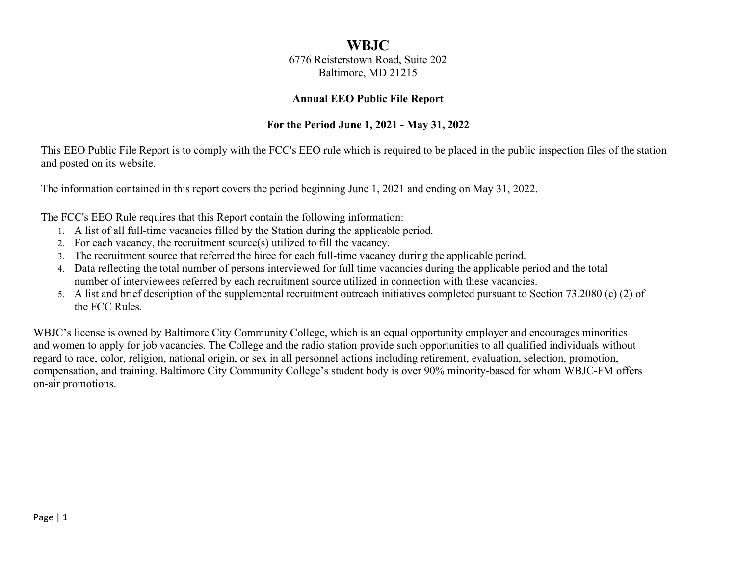# WBJC

6776 Reisterstown Road, Suite 202
Baltimore, MD 21215

**Annual EEO Public File Report**

**For the Period June 1, 2021 - May 31, 2022**

This EEO Public File Report is to comply with the FCC's EEO rule which is required to be placed in the public inspection files of the station and posted on its website.

The information contained in this report covers the period beginning June 1, 2021 and ending on May 31, 2022.

The FCC's EEO Rule requires that this Report contain the following information:

1. A list of all full-time vacancies filled by the Station during the applicable period.
2. For each vacancy, the recruitment source(s) utilized to fill the vacancy.
3. The recruitment source that referred the hiree for each full-time vacancy during the applicable period.
4. Data reflecting the total number of persons interviewed for full time vacancies during the applicable period and the total number of interviewees referred by each recruitment source utilized in connection with these vacancies.
5. A list and brief description of the supplemental recruitment outreach initiatives completed pursuant to Section 73.2080 (c) (2) of the FCC Rules.

WBJC's license is owned by Baltimore City Community College, which is an equal opportunity employer and encourages minorities and women to apply for job vacancies. The College and the radio station provide such opportunities to all qualified individuals without regard to race, color, religion, national origin, or sex in all personnel actions including retirement, evaluation, selection, promotion, compensation, and training. Baltimore City Community College's student body is over 90% minority-based for whom WBJC-FM offers on-air promotions.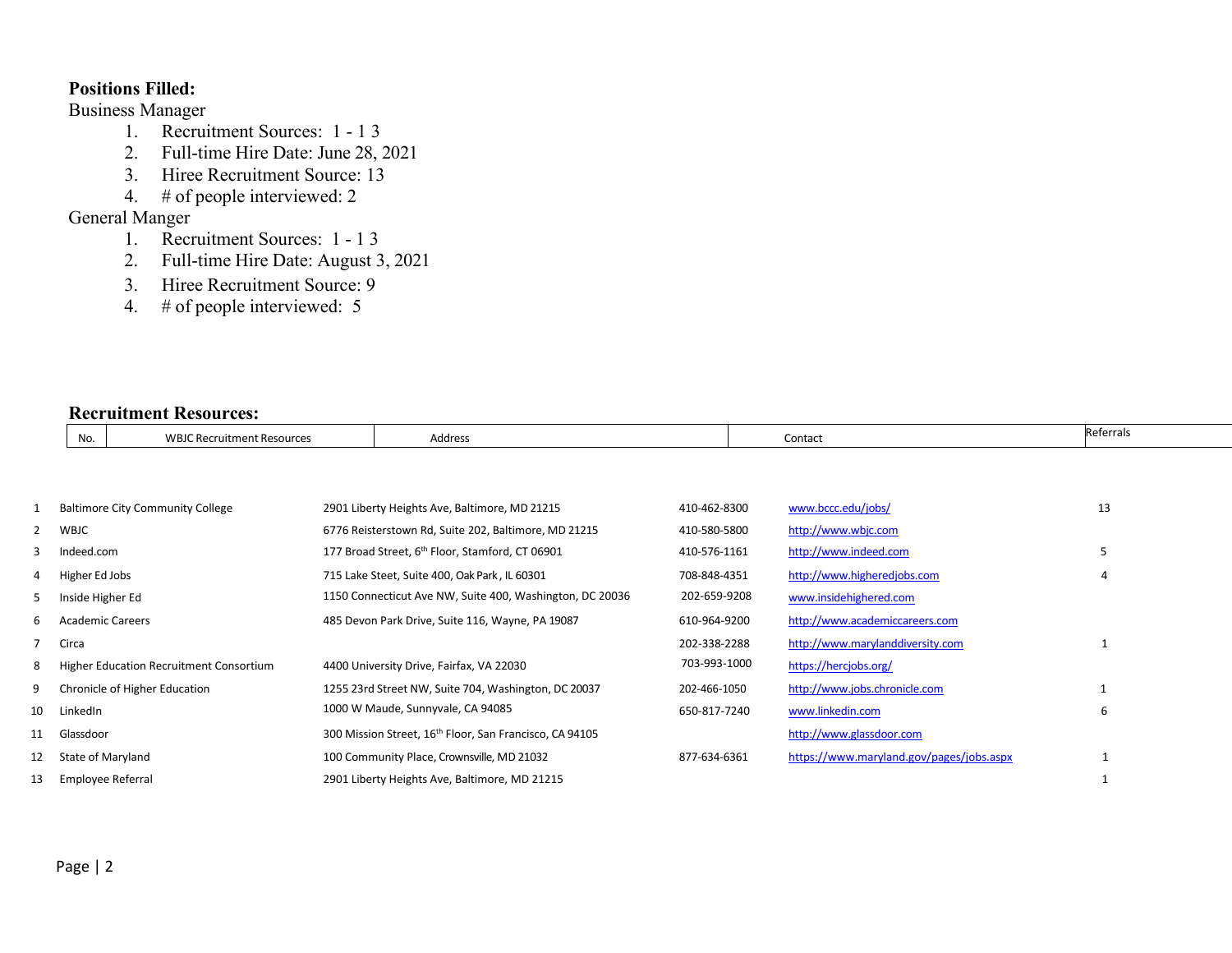**Positions Filled:**

Business Manager

1. Recruitment Sources: 1 - 1 3
2. Full-time Hire Date: June 28, 2021
3. Hiree Recruitment Source: 13
4. # of people interviewed: 2

General Manger

1. Recruitment Sources: 1 - 1 3
2. Full-time Hire Date: August 3, 2021
3. Hiree Recruitment Source: 9
4. # of people interviewed: 5

**Recruitment Resources:**

| No. | WBJC Recruitment Resources | Address | Contact | | Referrals |
|---|---|---|---|---|---|
| 1 | Baltimore City Community College | 2901 Liberty Heights Ave, Baltimore, MD 21215 | 410-462-8300 | www.bccc.edu/jobs/ | 13 |
| 2 | WBJC | 6776 Reisterstown Rd, Suite 202, Baltimore, MD 21215 | 410-580-5800 | http://www.wbjc.com | |
| 3 | Indeed.com | 177 Broad Street, 6th Floor, Stamford, CT 06901 | 410-576-1161 | http://www.indeed.com | 5 |
| 4 | Higher Ed Jobs | 715 Lake Steet, Suite 400, Oak Park, IL 60301 | 708-848-4351 | http://www.higheredjobs.com | 4 |
| 5 | Inside Higher Ed | 1150 Connecticut Ave NW, Suite 400, Washington, DC 20036 | 202-659-9208 | www.insidehighered.com | |
| 6 | Academic Careers | 485 Devon Park Drive, Suite 116, Wayne, PA 19087 | 610-964-9200 | http://www.academiccareers.com | |
| 7 | Circa | | 202-338-2288 | http://www.marylanddiversity.com | 1 |
| 8 | Higher Education Recruitment Consortium | 4400 University Drive, Fairfax, VA 22030 | 703-993-1000 | https://hercjobs.org/ | |
| 9 | Chronicle of Higher Education | 1255 23rd Street NW, Suite 704, Washington, DC 20037 | 202-466-1050 | http://www.jobs.chronicle.com | 1 |
| 10 | LinkedIn | 1000 W Maude, Sunnyvale, CA 94085 | 650-817-7240 | www.linkedin.com | 6 |
| 11 | Glassdoor | 300 Mission Street, 16th Floor, San Francisco, CA 94105 | | http://www.glassdoor.com | |
| 12 | State of Maryland | 100 Community Place, Crownsville, MD 21032 | 877-634-6361 | https://www.maryland.gov/pages/jobs.aspx | 1 |
| 13 | Employee Referral | 2901 Liberty Heights Ave, Baltimore, MD 21215 | | | 1 |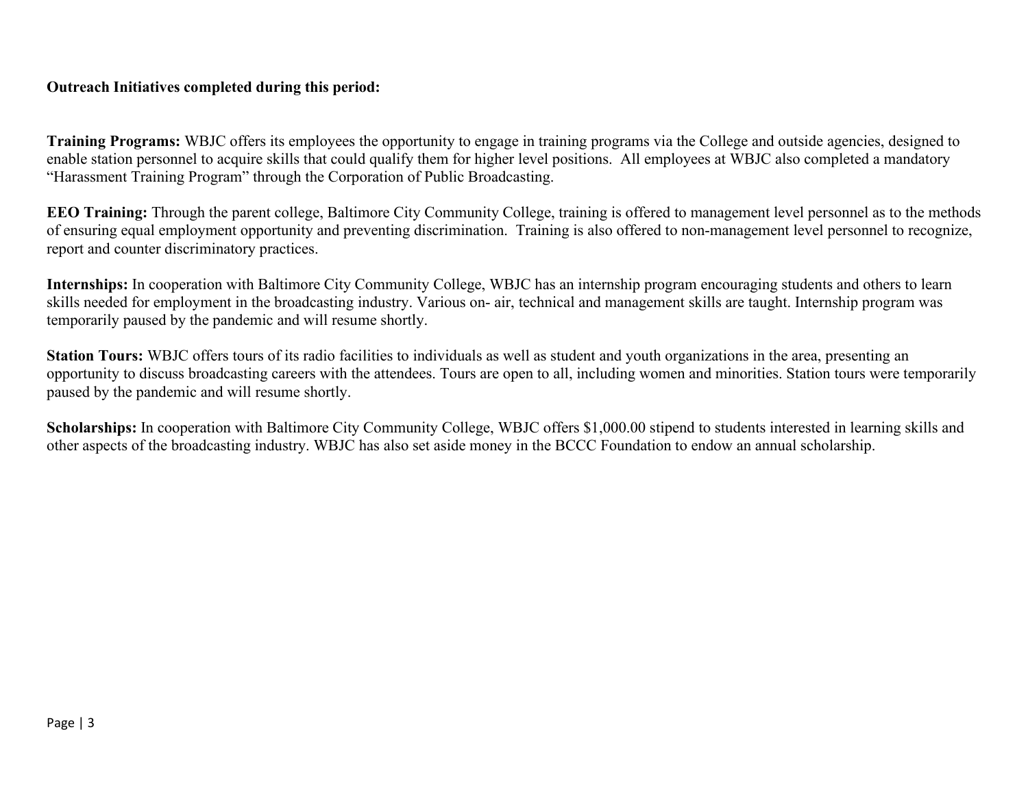**Outreach Initiatives completed during this period:**

**Training Programs:** WBJC offers its employees the opportunity to engage in training programs via the College and outside agencies, designed to enable station personnel to acquire skills that could qualify them for higher level positions.  All employees at WBJC also completed a mandatory "Harassment Training Program" through the Corporation of Public Broadcasting.

**EEO Training:** Through the parent college, Baltimore City Community College, training is offered to management level personnel as to the methods of ensuring equal employment opportunity and preventing discrimination.  Training is also offered to non-management level personnel to recognize, report and counter discriminatory practices.

**Internships:** In cooperation with Baltimore City Community College, WBJC has an internship program encouraging students and others to learn skills needed for employment in the broadcasting industry. Various on- air, technical and management skills are taught. Internship program was temporarily paused by the pandemic and will resume shortly.

**Station Tours:** WBJC offers tours of its radio facilities to individuals as well as student and youth organizations in the area, presenting an opportunity to discuss broadcasting careers with the attendees. Tours are open to all, including women and minorities. Station tours were temporarily paused by the pandemic and will resume shortly.

**Scholarships:** In cooperation with Baltimore City Community College, WBJC offers $1,000.00 stipend to students interested in learning skills and other aspects of the broadcasting industry. WBJC has also set aside money in the BCCC Foundation to endow an annual scholarship.